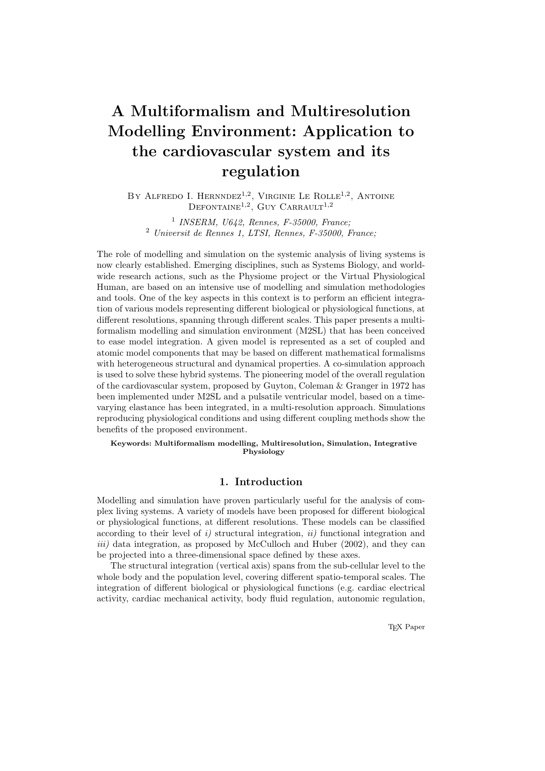# A Multiformalism and Multiresolution Modelling Environment: Application to the cardiovascular system and its regulation

By Alfredo I. Hernndez[1,2], Virginie Le Rolle[1,2], Antoine Defontaine[1,2], Guy Carrault[1,2]

[1] *INSERM, U642, Rennes, F-35000, France;*
[2] *Universit de Rennes 1, LTSI, Rennes, F-35000, France;*

The role of modelling and simulation on the systemic analysis of living systems is now clearly established. Emerging disciplines, such as Systems Biology, and worldwide research actions, such as the Physiome project or the Virtual Physiological Human, are based on an intensive use of modelling and simulation methodologies and tools. One of the key aspects in this context is to perform an efficient integration of various models representing different biological or physiological functions, at different resolutions, spanning through different scales. This paper presents a multiformalism modelling and simulation environment (M2SL) that has been conceived to ease model integration. A given model is represented as a set of coupled and atomic model components that may be based on different mathematical formalisms with heterogeneous structural and dynamical properties. A co-simulation approach is used to solve these hybrid systems. The pioneering model of the overall regulation of the cardiovascular system, proposed by Guyton, Coleman & Granger in 1972 has been implemented under M2SL and a pulsatile ventricular model, based on a time-varying elastance has been integrated, in a multi-resolution approach. Simulations reproducing physiological conditions and using different coupling methods show the benefits of the proposed environment.

**Keywords: Multiformalism modelling, Multiresolution, Simulation, Integrative Physiology**

## 1. Introduction

Modelling and simulation have proven particularly useful for the analysis of complex living systems. A variety of models have been proposed for different biological or physiological functions, at different resolutions. These models can be classified according to their level of *i)* structural integration, *ii)* functional integration and *iii)* data integration, as proposed by McCulloch and Huber (2002), and they can be projected into a three-dimensional space defined by these axes.

The structural integration (vertical axis) spans from the sub-cellular level to the whole body and the population level, covering different spatio-temporal scales. The integration of different biological or physiological functions (e.g. cardiac electrical activity, cardiac mechanical activity, body fluid regulation, autonomic regulation,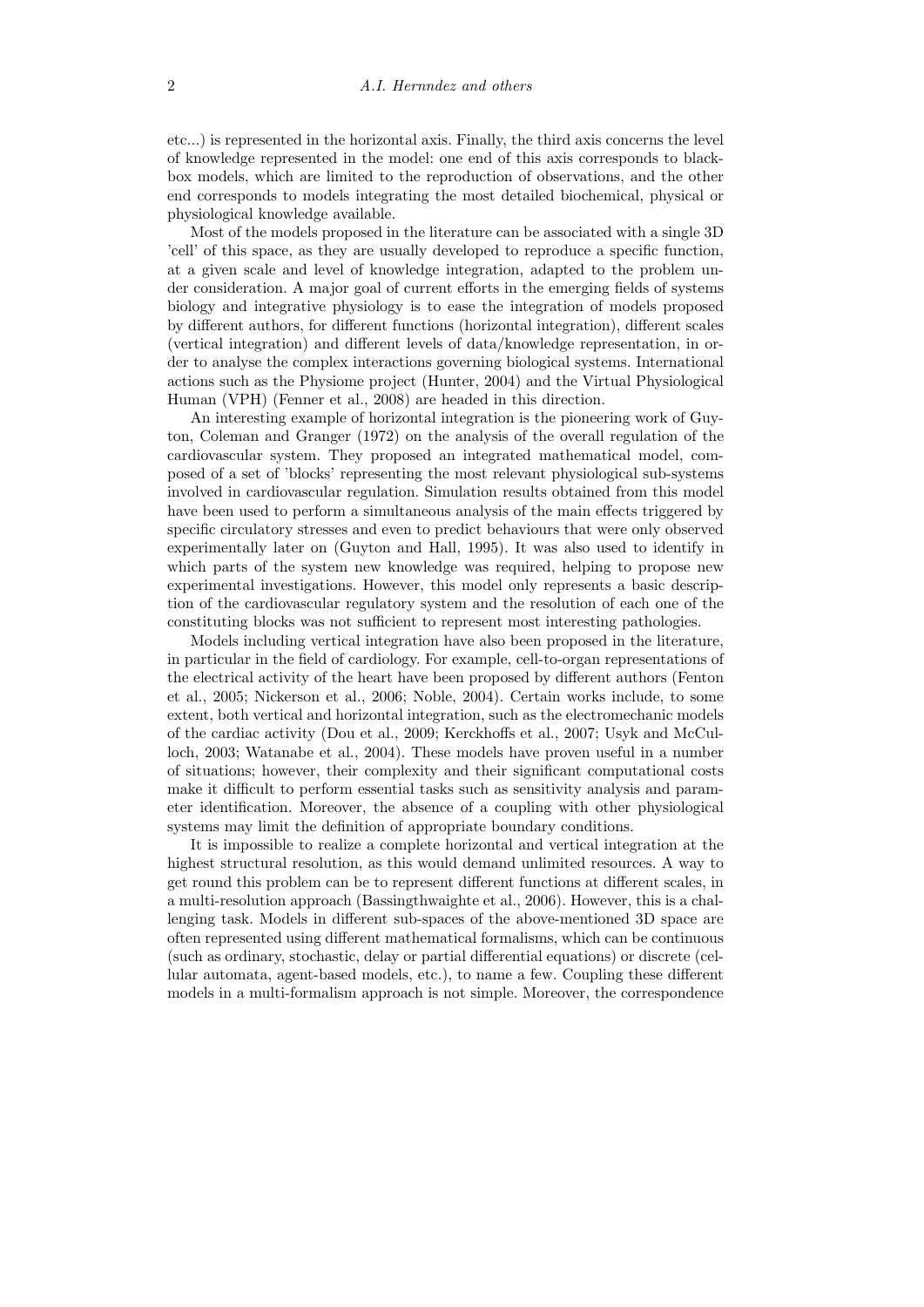etc...) is represented in the horizontal axis. Finally, the third axis concerns the level of knowledge represented in the model: one end of this axis corresponds to black-box models, which are limited to the reproduction of observations, and the other end corresponds to models integrating the most detailed biochemical, physical or physiological knowledge available.

Most of the models proposed in the literature can be associated with a single 3D 'cell' of this space, as they are usually developed to reproduce a specific function, at a given scale and level of knowledge integration, adapted to the problem under consideration. A major goal of current efforts in the emerging fields of systems biology and integrative physiology is to ease the integration of models proposed by different authors, for different functions (horizontal integration), different scales (vertical integration) and different levels of data/knowledge representation, in order to analyse the complex interactions governing biological systems. International actions such as the Physiome project (Hunter, 2004) and the Virtual Physiological Human (VPH) (Fenner et al., 2008) are headed in this direction.

An interesting example of horizontal integration is the pioneering work of Guyton, Coleman and Granger (1972) on the analysis of the overall regulation of the cardiovascular system. They proposed an integrated mathematical model, composed of a set of 'blocks' representing the most relevant physiological sub-systems involved in cardiovascular regulation. Simulation results obtained from this model have been used to perform a simultaneous analysis of the main effects triggered by specific circulatory stresses and even to predict behaviours that were only observed experimentally later on (Guyton and Hall, 1995). It was also used to identify in which parts of the system new knowledge was required, helping to propose new experimental investigations. However, this model only represents a basic description of the cardiovascular regulatory system and the resolution of each one of the constituting blocks was not sufficient to represent most interesting pathologies.

Models including vertical integration have also been proposed in the literature, in particular in the field of cardiology. For example, cell-to-organ representations of the electrical activity of the heart have been proposed by different authors (Fenton et al., 2005; Nickerson et al., 2006; Noble, 2004). Certain works include, to some extent, both vertical and horizontal integration, such as the electromechanic models of the cardiac activity (Dou et al., 2009; Kerckhoffs et al., 2007; Usyk and McCulloch, 2003; Watanabe et al., 2004). These models have proven useful in a number of situations; however, their complexity and their significant computational costs make it difficult to perform essential tasks such as sensitivity analysis and parameter identification. Moreover, the absence of a coupling with other physiological systems may limit the definition of appropriate boundary conditions.

It is impossible to realize a complete horizontal and vertical integration at the highest structural resolution, as this would demand unlimited resources. A way to get round this problem can be to represent different functions at different scales, in a multi-resolution approach (Bassingthwaighte et al., 2006). However, this is a challenging task. Models in different sub-spaces of the above-mentioned 3D space are often represented using different mathematical formalisms, which can be continuous (such as ordinary, stochastic, delay or partial differential equations) or discrete (cellular automata, agent-based models, etc.), to name a few. Coupling these different models in a multi-formalism approach is not simple. Moreover, the correspondence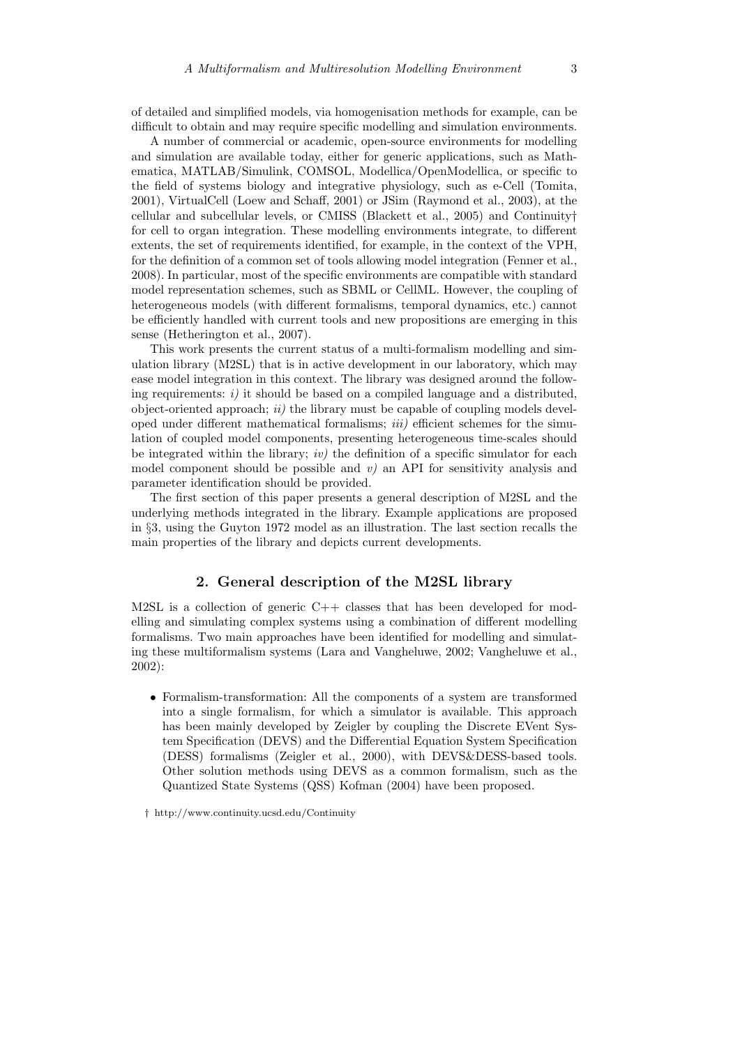of detailed and simplified models, via homogenisation methods for example, can be difficult to obtain and may require specific modelling and simulation environments.

A number of commercial or academic, open-source environments for modelling and simulation are available today, either for generic applications, such as Mathematica, MATLAB/Simulink, COMSOL, Modellica/OpenModellica, or specific to the field of systems biology and integrative physiology, such as e-Cell (Tomita, 2001), VirtualCell (Loew and Schaff, 2001) or JSim (Raymond et al., 2003), at the cellular and subcellular levels, or CMISS (Blackett et al., 2005) and Continuity† for cell to organ integration. These modelling environments integrate, to different extents, the set of requirements identified, for example, in the context of the VPH, for the definition of a common set of tools allowing model integration (Fenner et al., 2008). In particular, most of the specific environments are compatible with standard model representation schemes, such as SBML or CellML. However, the coupling of heterogeneous models (with different formalisms, temporal dynamics, etc.) cannot be efficiently handled with current tools and new propositions are emerging in this sense (Hetherington et al., 2007).

This work presents the current status of a multi-formalism modelling and simulation library (M2SL) that is in active development in our laboratory, which may ease model integration in this context. The library was designed around the following requirements: *i)* it should be based on a compiled language and a distributed, object-oriented approach; *ii)* the library must be capable of coupling models developed under different mathematical formalisms; *iii)* efficient schemes for the simulation of coupled model components, presenting heterogeneous time-scales should be integrated within the library; *iv)* the definition of a specific simulator for each model component should be possible and *v)* an API for sensitivity analysis and parameter identification should be provided.

The first section of this paper presents a general description of M2SL and the underlying methods integrated in the library. Example applications are proposed in §3, using the Guyton 1972 model as an illustration. The last section recalls the main properties of the library and depicts current developments.

## 2. General description of the M2SL library

M2SL is a collection of generic C++ classes that has been developed for modelling and simulating complex systems using a combination of different modelling formalisms. Two main approaches have been identified for modelling and simulating these multiformalism systems (Lara and Vangheluwe, 2002; Vangheluwe et al., 2002):

- Formalism-transformation: All the components of a system are transformed into a single formalism, for which a simulator is available. This approach has been mainly developed by Zeigler by coupling the Discrete EVent System Specification (DEVS) and the Differential Equation System Specification (DESS) formalisms (Zeigler et al., 2000), with DEVS&DESS-based tools. Other solution methods using DEVS as a common formalism, such as the Quantized State Systems (QSS) Kofman (2004) have been proposed.

† http://www.continuity.ucsd.edu/Continuity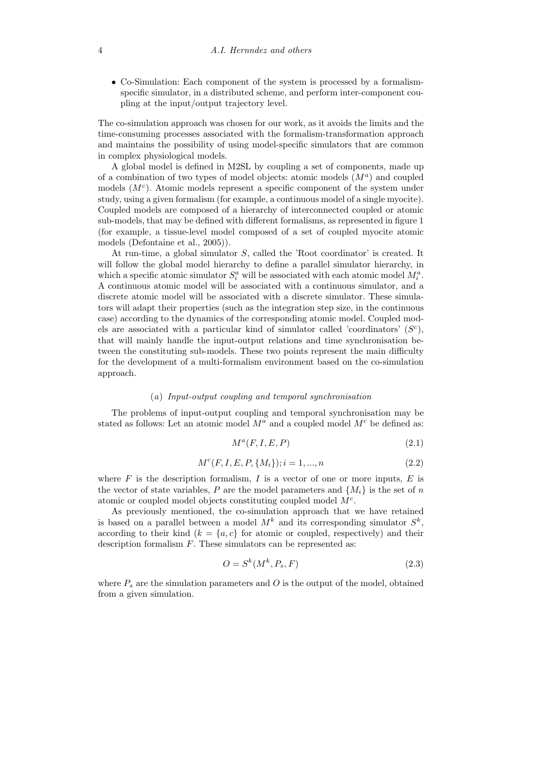- Co-Simulation: Each component of the system is processed by a formalism-specific simulator, in a distributed scheme, and perform inter-component coupling at the input/output trajectory level.

The co-simulation approach was chosen for our work, as it avoids the limits and the time-consuming processes associated with the formalism-transformation approach and maintains the possibility of using model-specific simulators that are common in complex physiological models.

A global model is defined in M2SL by coupling a set of components, made up of a combination of two types of model objects: atomic models ($M^a$) and coupled models ($M^c$). Atomic models represent a specific component of the system under study, using a given formalism (for example, a continuous model of a single myocite). Coupled models are composed of a hierarchy of interconnected coupled or atomic sub-models, that may be defined with different formalisms, as represented in figure 1 (for example, a tissue-level model composed of a set of coupled myocite atomic models (Defontaine et al., 2005)).

At run-time, a global simulator $S$, called the 'Root coordinator' is created. It will follow the global model hierarchy to define a parallel simulator hierarchy, in which a specific atomic simulator $S_i^a$ will be associated with each atomic model $M_i^a$. A continuous atomic model will be associated with a continuous simulator, and a discrete atomic model will be associated with a discrete simulator. These simulators will adapt their properties (such as the integration step size, in the continuous case) according to the dynamics of the corresponding atomic model. Coupled models are associated with a particular kind of simulator called 'coordinators' ($S^c$), that will mainly handle the input-output relations and time synchronisation between the constituting sub-models. These two points represent the main difficulty for the development of a multi-formalism environment based on the co-simulation approach.

### (a) *Input-output coupling and temporal synchronisation*

The problems of input-output coupling and temporal synchronisation may be stated as follows: Let an atomic model $M^a$ and a coupled model $M^c$ be defined as:

$$M^a(F, I, E, P) \tag{2.1}$$

$$M^c(F, I, E, P, \{M_i\}); i = 1, ..., n \tag{2.2}$$

where $F$ is the description formalism, $I$ is a vector of one or more inputs, $E$ is the vector of state variables, $P$ are the model parameters and $\{M_i\}$ is the set of $n$ atomic or coupled model objects constituting coupled model $M^c$.

As previously mentioned, the co-simulation approach that we have retained is based on a parallel between a model $M^k$ and its corresponding simulator $S^k$, according to their kind ($k = \{a, c\}$ for atomic or coupled, respectively) and their description formalism $F$. These simulators can be represented as:

$$O = S^k(M^k, P_s, F) \tag{2.3}$$

where $P_s$ are the simulation parameters and $O$ is the output of the model, obtained from a given simulation.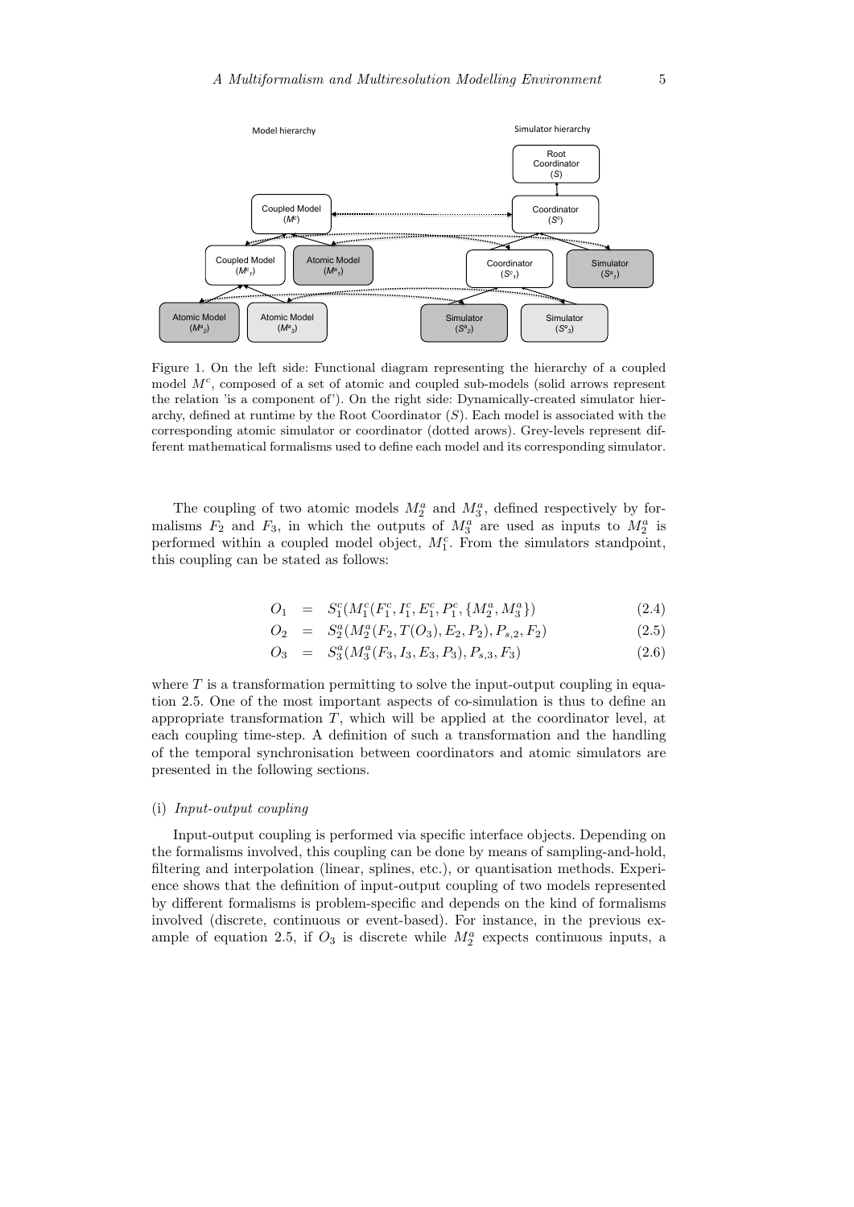Figure 1. On the left side: Functional diagram representing the hierarchy of a coupled model $M^c$, composed of a set of atomic and coupled sub-models (solid arrows represent the relation 'is a component of'). On the right side: Dynamically-created simulator hierarchy, defined at runtime by the Root Coordinator ($S$). Each model is associated with the corresponding atomic simulator or coordinator (dotted arows). Grey-levels represent different mathematical formalisms used to define each model and its corresponding simulator.

The coupling of two atomic models $M_2^a$ and $M_3^a$, defined respectively by formalisms $F_2$ and $F_3$, in which the outputs of $M_3^a$ are used as inputs to $M_2^a$ is performed within a coupled model object, $M_1^c$. From the simulators standpoint, this coupling can be stated as follows:

$$O_1 = S_1^c(M_1^c(F_1^c, I_1^c, E_1^c, P_1^c, \{M_2^a, M_3^a\}) \tag{2.4}$$

$$O_2 = S_2^a(M_2^a(F_2, T(O_3), E_2, P_2), P_{s,2}, F_2) \tag{2.5}$$

$$O_3 = S_3^a(M_3^a(F_3, I_3, E_3, P_3), P_{s,3}, F_3) \tag{2.6}$$

where $T$ is a transformation permitting to solve the input-output coupling in equation 2.5. One of the most important aspects of co-simulation is thus to define an appropriate transformation $T$, which will be applied at the coordinator level, at each coupling time-step. A definition of such a transformation and the handling of the temporal synchronisation between coordinators and atomic simulators are presented in the following sections.

(i) *Input-output coupling*

Input-output coupling is performed via specific interface objects. Depending on the formalisms involved, this coupling can be done by means of sampling-and-hold, filtering and interpolation (linear, splines, etc.), or quantisation methods. Experience shows that the definition of input-output coupling of two models represented by different formalisms is problem-specific and depends on the kind of formalisms involved (discrete, continuous or event-based). For instance, in the previous example of equation 2.5, if $O_3$ is discrete while $M_2^a$ expects continuous inputs, a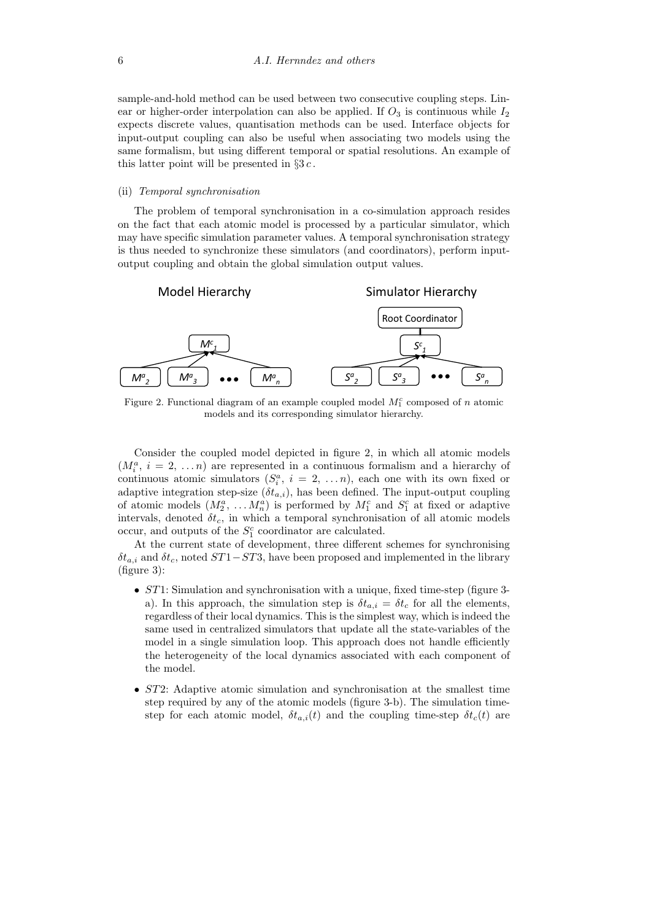sample-and-hold method can be used between two consecutive coupling steps. Linear or higher-order interpolation can also be applied. If $O_3$ is continuous while $I_2$ expects discrete values, quantisation methods can be used. Interface objects for input-output coupling can also be useful when associating two models using the same formalism, but using different temporal or spatial resolutions. An example of this latter point will be presented in §3 *c*.

(ii) *Temporal synchronisation*

The problem of temporal synchronisation in a co-simulation approach resides on the fact that each atomic model is processed by a particular simulator, which may have specific simulation parameter values. A temporal synchronisation strategy is thus needed to synchronize these simulators (and coordinators), perform input-output coupling and obtain the global simulation output values.

Figure 2. Functional diagram of an example coupled model $M_1^c$ composed of $n$ atomic models and its corresponding simulator hierarchy.

Consider the coupled model depicted in figure 2, in which all atomic models ($M_i^a$, $i = 2, \ldots n$) are represented in a continuous formalism and a hierarchy of continuous atomic simulators ($S_i^a$, $i = 2, \ldots n$), each one with its own fixed or adaptive integration step-size ($\delta t_{a,i}$), has been defined. The input-output coupling of atomic models ($M_2^a, \ldots M_n^a$) is performed by $M_1^c$ and $S_1^c$ at fixed or adaptive intervals, denoted $\delta t_c$, in which a temporal synchronisation of all atomic models occur, and outputs of the $S_1^c$ coordinator are calculated.

At the current state of development, three different schemes for synchronising $\delta t_{a,i}$ and $\delta t_c$, noted $ST1-ST3$, have been proposed and implemented in the library (figure 3):

- $ST1$: Simulation and synchronisation with a unique, fixed time-step (figure 3-a). In this approach, the simulation step is $\delta t_{a,i} = \delta t_c$ for all the elements, regardless of their local dynamics. This is the simplest way, which is indeed the same used in centralized simulators that update all the state-variables of the model in a single simulation loop. This approach does not handle efficiently the heterogeneity of the local dynamics associated with each component of the model.

- $ST2$: Adaptive atomic simulation and synchronisation at the smallest time step required by any of the atomic models (figure 3-b). The simulation time-step for each atomic model, $\delta t_{a,i}(t)$ and the coupling time-step $\delta t_c(t)$ are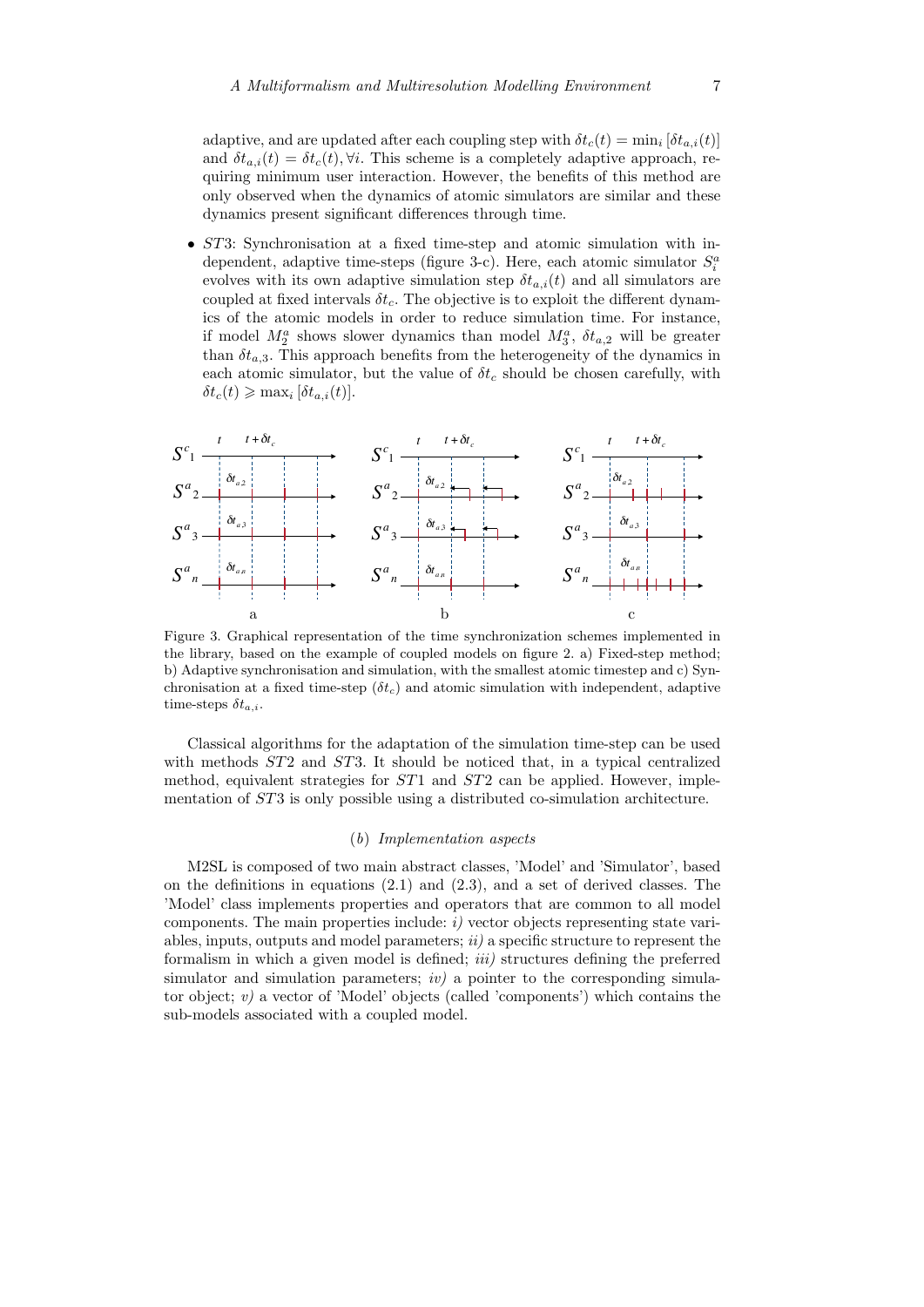adaptive, and are updated after each coupling step with $\delta t_c(t) = \min_i [\delta t_{a,i}(t)]$ and $\delta t_{a,i}(t) = \delta t_c(t), \forall i$. This scheme is a completely adaptive approach, requiring minimum user interaction. However, the benefits of this method are only observed when the dynamics of atomic simulators are similar and these dynamics present significant differences through time.

- *ST*3: Synchronisation at a fixed time-step and atomic simulation with independent, adaptive time-steps (figure 3-c). Here, each atomic simulator $S_i^a$ evolves with its own adaptive simulation step $\delta t_{a,i}(t)$ and all simulators are coupled at fixed intervals $\delta t_c$. The objective is to exploit the different dynamics of the atomic models in order to reduce simulation time. For instance, if model $M_2^a$ shows slower dynamics than model $M_3^a$, $\delta t_{a,2}$ will be greater than $\delta t_{a,3}$. This approach benefits from the heterogeneity of the dynamics in each atomic simulator, but the value of $\delta t_c$ should be chosen carefully, with $\delta t_c(t) \geqslant \max_i [\delta t_{a,i}(t)]$.

Figure 3. Graphical representation of the time synchronization schemes implemented in the library, based on the example of coupled models on figure 2. a) Fixed-step method; b) Adaptive synchronisation and simulation, with the smallest atomic timestep and c) Synchronisation at a fixed time-step ($\delta t_c$) and atomic simulation with independent, adaptive time-steps $\delta t_{a,i}$.

Classical algorithms for the adaptation of the simulation time-step can be used with methods *ST*2 and *ST*3. It should be noticed that, in a typical centralized method, equivalent strategies for *ST*1 and *ST*2 can be applied. However, implementation of *ST*3 is only possible using a distributed co-simulation architecture.

### (*b*) *Implementation aspects*

M2SL is composed of two main abstract classes, 'Model' and 'Simulator', based on the definitions in equations (2.1) and (2.3), and a set of derived classes. The 'Model' class implements properties and operators that are common to all model components. The main properties include: *i)* vector objects representing state variables, inputs, outputs and model parameters; *ii)* a specific structure to represent the formalism in which a given model is defined; *iii)* structures defining the preferred simulator and simulation parameters; *iv)* a pointer to the corresponding simulator object; *v)* a vector of 'Model' objects (called 'components') which contains the sub-models associated with a coupled model.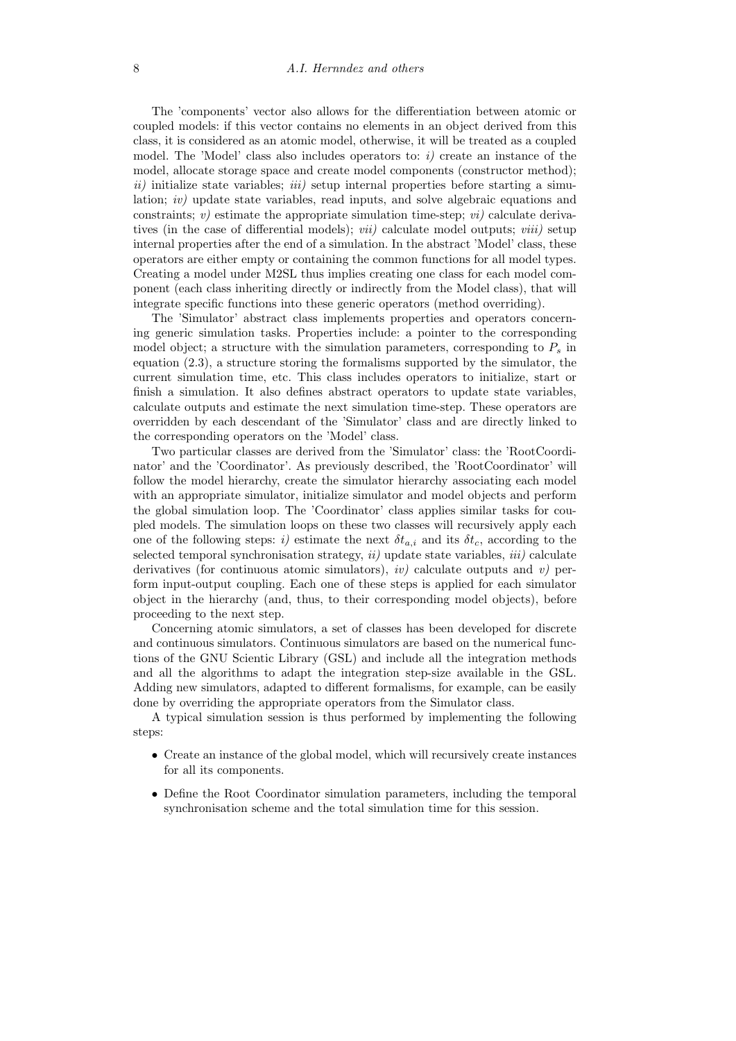The 'components' vector also allows for the differentiation between atomic or coupled models: if this vector contains no elements in an object derived from this class, it is considered as an atomic model, otherwise, it will be treated as a coupled model. The 'Model' class also includes operators to: *i)* create an instance of the model, allocate storage space and create model components (constructor method); *ii)* initialize state variables; *iii)* setup internal properties before starting a simulation; *iv)* update state variables, read inputs, and solve algebraic equations and constraints; *v)* estimate the appropriate simulation time-step; *vi)* calculate derivatives (in the case of differential models); *vii)* calculate model outputs; *viii)* setup internal properties after the end of a simulation. In the abstract 'Model' class, these operators are either empty or containing the common functions for all model types. Creating a model under M2SL thus implies creating one class for each model component (each class inheriting directly or indirectly from the Model class), that will integrate specific functions into these generic operators (method overriding).

The 'Simulator' abstract class implements properties and operators concerning generic simulation tasks. Properties include: a pointer to the corresponding model object; a structure with the simulation parameters, corresponding to $P_s$ in equation (2.3), a structure storing the formalisms supported by the simulator, the current simulation time, etc. This class includes operators to initialize, start or finish a simulation. It also defines abstract operators to update state variables, calculate outputs and estimate the next simulation time-step. These operators are overridden by each descendant of the 'Simulator' class and are directly linked to the corresponding operators on the 'Model' class.

Two particular classes are derived from the 'Simulator' class: the 'RootCoordinator' and the 'Coordinator'. As previously described, the 'RootCoordinator' will follow the model hierarchy, create the simulator hierarchy associating each model with an appropriate simulator, initialize simulator and model objects and perform the global simulation loop. The 'Coordinator' class applies similar tasks for coupled models. The simulation loops on these two classes will recursively apply each one of the following steps: *i)* estimate the next $\delta t_{a,i}$ and its $\delta t_c$, according to the selected temporal synchronisation strategy, *ii)* update state variables, *iii)* calculate derivatives (for continuous atomic simulators), *iv)* calculate outputs and *v)* perform input-output coupling. Each one of these steps is applied for each simulator object in the hierarchy (and, thus, to their corresponding model objects), before proceeding to the next step.

Concerning atomic simulators, a set of classes has been developed for discrete and continuous simulators. Continuous simulators are based on the numerical functions of the GNU Scientic Library (GSL) and include all the integration methods and all the algorithms to adapt the integration step-size available in the GSL. Adding new simulators, adapted to different formalisms, for example, can be easily done by overriding the appropriate operators from the Simulator class.

A typical simulation session is thus performed by implementing the following steps:

- Create an instance of the global model, which will recursively create instances for all its components.
- Define the Root Coordinator simulation parameters, including the temporal synchronisation scheme and the total simulation time for this session.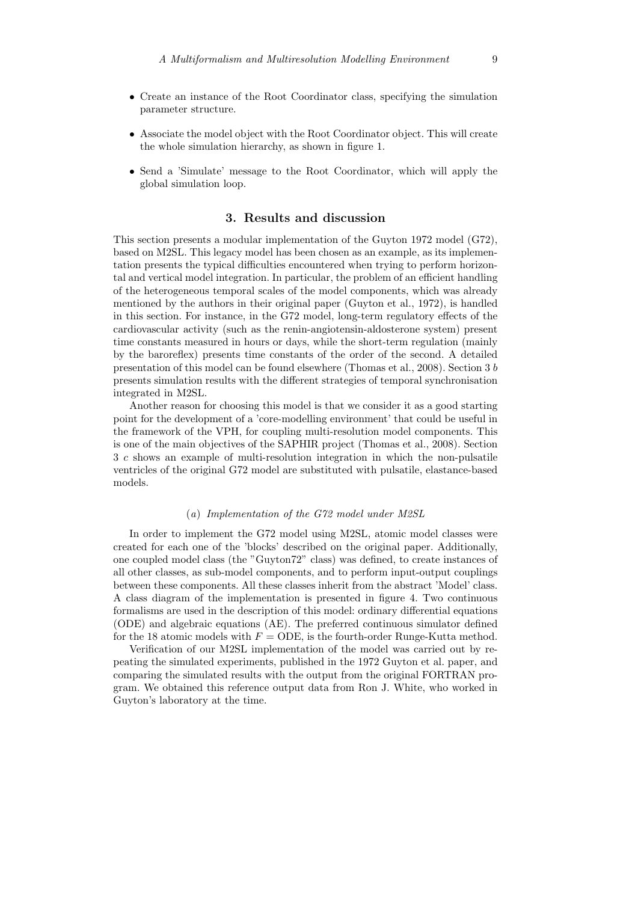- Create an instance of the Root Coordinator class, specifying the simulation parameter structure.
- Associate the model object with the Root Coordinator object. This will create the whole simulation hierarchy, as shown in figure 1.
- Send a 'Simulate' message to the Root Coordinator, which will apply the global simulation loop.

## 3. Results and discussion

This section presents a modular implementation of the Guyton 1972 model (G72), based on M2SL. This legacy model has been chosen as an example, as its implementation presents the typical difficulties encountered when trying to perform horizontal and vertical model integration. In particular, the problem of an efficient handling of the heterogeneous temporal scales of the model components, which was already mentioned by the authors in their original paper (Guyton et al., 1972), is handled in this section. For instance, in the G72 model, long-term regulatory effects of the cardiovascular activity (such as the renin-angiotensin-aldosterone system) present time constants measured in hours or days, while the short-term regulation (mainly by the baroreflex) presents time constants of the order of the second. A detailed presentation of this model can be found elsewhere (Thomas et al., 2008). Section 3 *b* presents simulation results with the different strategies of temporal synchronisation integrated in M2SL.

Another reason for choosing this model is that we consider it as a good starting point for the development of a 'core-modelling environment' that could be useful in the framework of the VPH, for coupling multi-resolution model components. This is one of the main objectives of the SAPHIR project (Thomas et al., 2008). Section 3 *c* shows an example of multi-resolution integration in which the non-pulsatile ventricles of the original G72 model are substituted with pulsatile, elastance-based models.

### (*a*) *Implementation of the G72 model under M2SL*

In order to implement the G72 model using M2SL, atomic model classes were created for each one of the 'blocks' described on the original paper. Additionally, one coupled model class (the "Guyton72" class) was defined, to create instances of all other classes, as sub-model components, and to perform input-output couplings between these components. All these classes inherit from the abstract 'Model' class. A class diagram of the implementation is presented in figure 4. Two continuous formalisms are used in the description of this model: ordinary differential equations (ODE) and algebraic equations (AE). The preferred continuous simulator defined for the 18 atomic models with $F = \text{ODE}$, is the fourth-order Runge-Kutta method.

Verification of our M2SL implementation of the model was carried out by repeating the simulated experiments, published in the 1972 Guyton et al. paper, and comparing the simulated results with the output from the original FORTRAN program. We obtained this reference output data from Ron J. White, who worked in Guyton's laboratory at the time.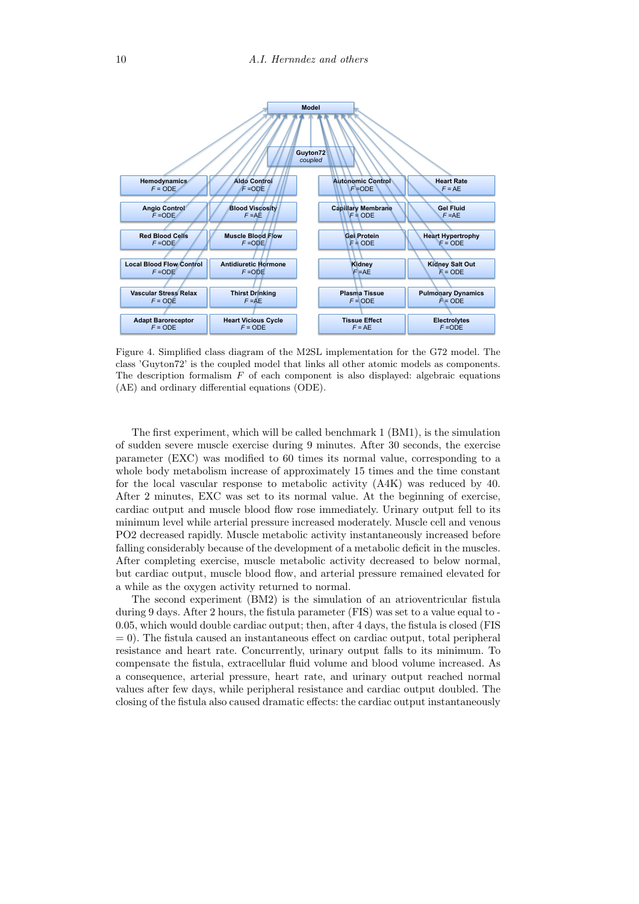Figure 4. Simplified class diagram of the M2SL implementation for the G72 model. The class 'Guyton72' is the coupled model that links all other atomic models as components. The description formalism $F$ of each component is also displayed: algebraic equations (AE) and ordinary differential equations (ODE).

The first experiment, which will be called benchmark 1 (BM1), is the simulation of sudden severe muscle exercise during 9 minutes. After 30 seconds, the exercise parameter (EXC) was modified to 60 times its normal value, corresponding to a whole body metabolism increase of approximately 15 times and the time constant for the local vascular response to metabolic activity (A4K) was reduced by 40. After 2 minutes, EXC was set to its normal value. At the beginning of exercise, cardiac output and muscle blood flow rose immediately. Urinary output fell to its minimum level while arterial pressure increased moderately. Muscle cell and venous PO2 decreased rapidly. Muscle metabolic activity instantaneously increased before falling considerably because of the development of a metabolic deficit in the muscles. After completing exercise, muscle metabolic activity decreased to below normal, but cardiac output, muscle blood flow, and arterial pressure remained elevated for a while as the oxygen activity returned to normal.

The second experiment (BM2) is the simulation of an atrioventricular fistula during 9 days. After 2 hours, the fistula parameter (FIS) was set to a value equal to -0.05, which would double cardiac output; then, after 4 days, the fistula is closed (FIS = 0). The fistula caused an instantaneous effect on cardiac output, total peripheral resistance and heart rate. Concurrently, urinary output falls to its minimum. To compensate the fistula, extracellular fluid volume and blood volume increased. As a consequence, arterial pressure, heart rate, and urinary output reached normal values after few days, while peripheral resistance and cardiac output doubled. The closing of the fistula also caused dramatic effects: the cardiac output instantaneously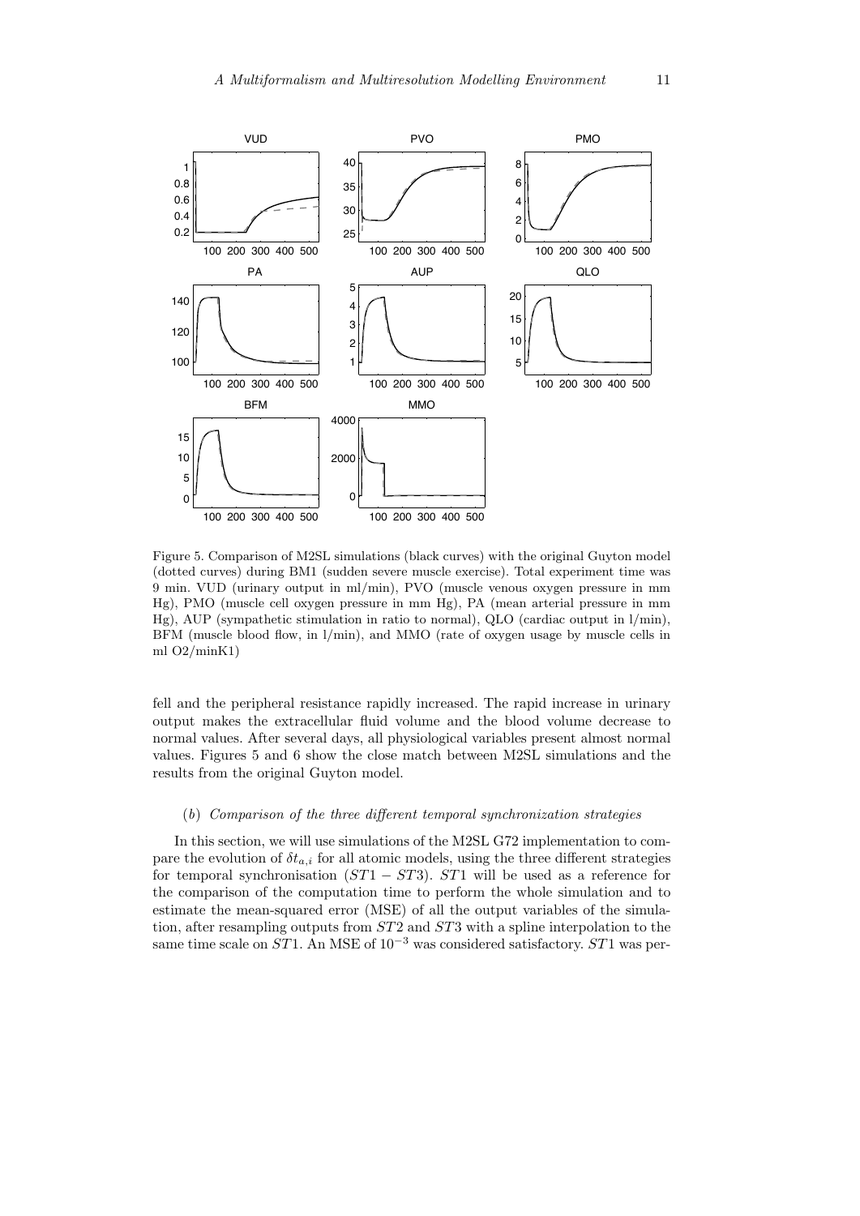Figure 5. Comparison of M2SL simulations (black curves) with the original Guyton model (dotted curves) during BM1 (sudden severe muscle exercise). Total experiment time was 9 min. VUD (urinary output in ml/min), PVO (muscle venous oxygen pressure in mm Hg), PMO (muscle cell oxygen pressure in mm Hg), PA (mean arterial pressure in mm Hg), AUP (sympathetic stimulation in ratio to normal), QLO (cardiac output in l/min), BFM (muscle blood flow, in l/min), and MMO (rate of oxygen usage by muscle cells in ml O2/minK1)

fell and the peripheral resistance rapidly increased. The rapid increase in urinary output makes the extracellular fluid volume and the blood volume decrease to normal values. After several days, all physiological variables present almost normal values. Figures 5 and 6 show the close match between M2SL simulations and the results from the original Guyton model.

### (*b*) *Comparison of the three different temporal synchronization strategies*

In this section, we will use simulations of the M2SL G72 implementation to compare the evolution of $\delta t_{a,i}$ for all atomic models, using the three different strategies for temporal synchronisation ($ST1 - ST3$). $ST1$ will be used as a reference for the comparison of the computation time to perform the whole simulation and to estimate the mean-squared error (MSE) of all the output variables of the simulation, after resampling outputs from $ST2$ and $ST3$ with a spline interpolation to the same time scale on $ST1$. An MSE of $10^{-3}$ was considered satisfactory. $ST1$ was per-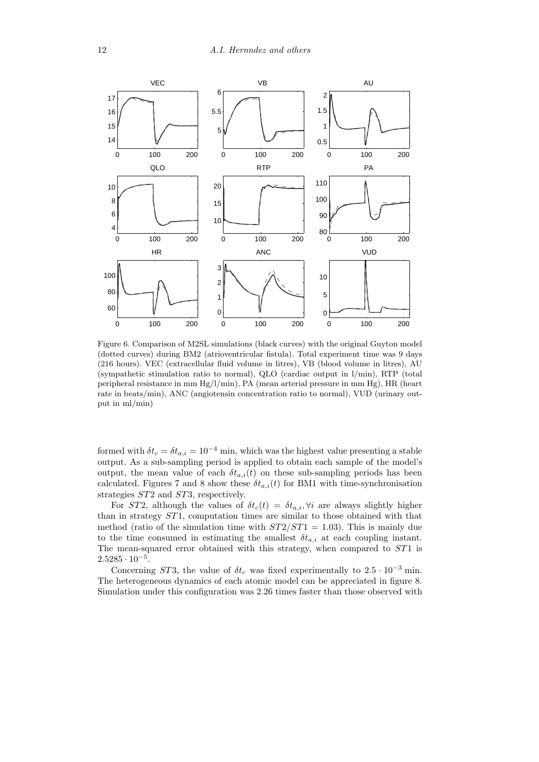Figure 6. Comparison of M2SL simulations (black curves) with the original Guyton model (dotted curves) during BM2 (atrioventricular fistula). Total experiment time was 9 days (216 hours). VEC (extracellular fluid volume in litres), VB (blood volume in litres), AU (sympathetic stimulation ratio to normal), QLO (cardiac output in l/min), RTP (total peripheral resistance in mm Hg/l/min), PA (mean arterial pressure in mm Hg), HR (heart rate in beats/min), ANC (angiotensin concentration ratio to normal), VUD (urinary output in ml/min)

formed with $\delta t_c = \delta t_{a,i} = 10^{-4}$ min, which was the highest value presenting a stable output. As a sub-sampling period is applied to obtain each sample of the model's output, the mean value of each $\delta t_{a,i}(t)$ on these sub-sampling periods has been calculated. Figures 7 and 8 show these $\delta t_{a,i}(t)$ for BM1 with time-synchronisation strategies $ST2$ and $ST3$, respectively.

For $ST2$, although the values of $\delta t_c(t) = \delta t_{a,i}, \forall i$ are always slightly higher than in strategy $ST1$, computation times are similar to those obtained with that method (ratio of the simulation time with $ST2/ST1 = 1.03$). This is mainly due to the time consumed in estimating the smallest $\delta t_{a,i}$ at each coupling instant. The mean-squared error obtained with this strategy, when compared to $ST1$ is $2.5285 \cdot 10^{-5}$.

Concerning $ST3$, the value of $\delta t_c$ was fixed experimentally to $2.5 \cdot 10^{-3}$ min. The heterogeneous dynamics of each atomic model can be appreciated in figure 8. Simulation under this configuration was 2.26 times faster than those observed with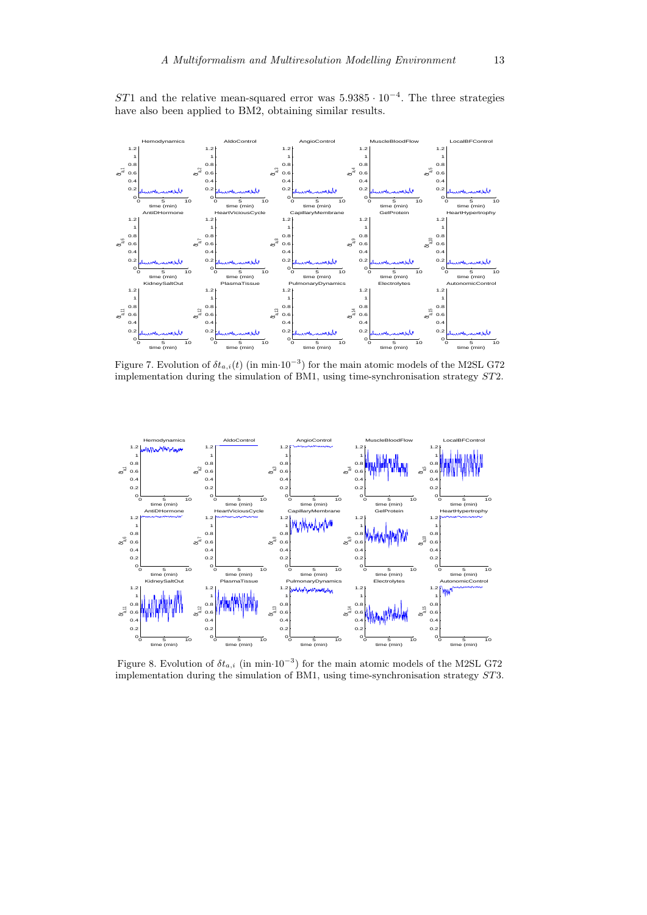$ST1$ and the relative mean-squared error was $5.9385 \cdot 10^{-4}$. The three strategies have also been applied to BM2, obtaining similar results.

Figure 7. Evolution of $\delta t_{a,i}(t)$ (in min$\cdot 10^{-3}$) for the main atomic models of the M2SL G72 implementation during the simulation of BM1, using time-synchronisation strategy $ST2$.

Figure 8. Evolution of $\delta t_{a,i}$ (in min$\cdot 10^{-3}$) for the main atomic models of the M2SL G72 implementation during the simulation of BM1, using time-synchronisation strategy $ST3$.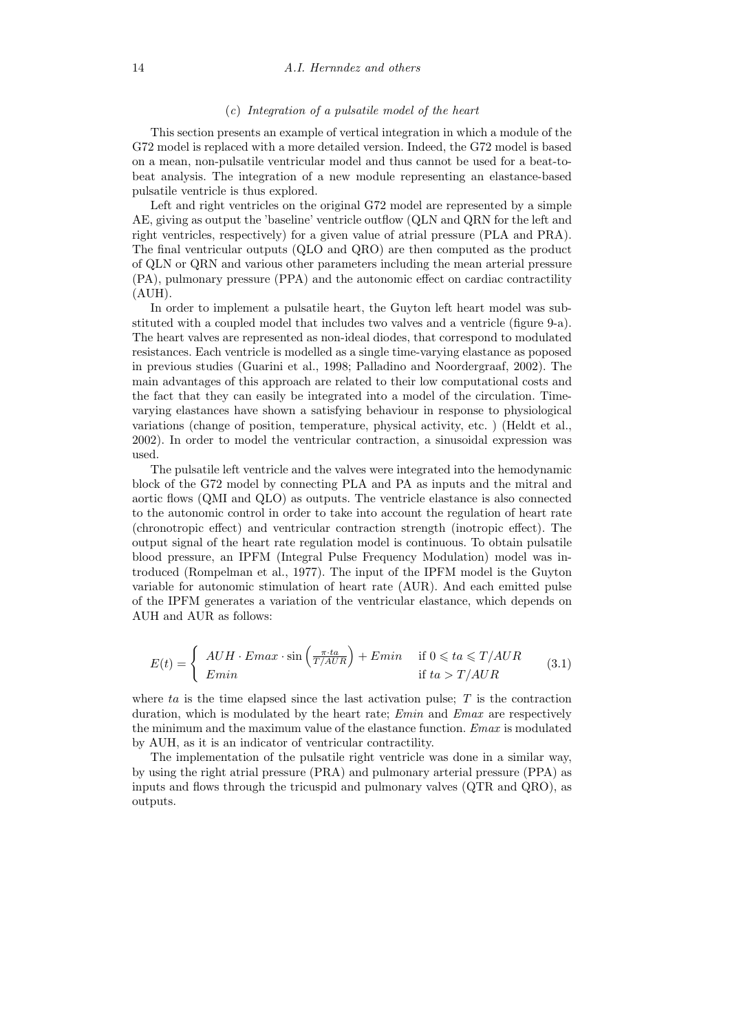### (c) *Integration of a pulsatile model of the heart*

This section presents an example of vertical integration in which a module of the G72 model is replaced with a more detailed version. Indeed, the G72 model is based on a mean, non-pulsatile ventricular model and thus cannot be used for a beat-to-beat analysis. The integration of a new module representing an elastance-based pulsatile ventricle is thus explored.

Left and right ventricles on the original G72 model are represented by a simple AE, giving as output the 'baseline' ventricle outflow (QLN and QRN for the left and right ventricles, respectively) for a given value of atrial pressure (PLA and PRA). The final ventricular outputs (QLO and QRO) are then computed as the product of QLN or QRN and various other parameters including the mean arterial pressure (PA), pulmonary pressure (PPA) and the autonomic effect on cardiac contractility (AUH).

In order to implement a pulsatile heart, the Guyton left heart model was substituted with a coupled model that includes two valves and a ventricle (figure 9-a). The heart valves are represented as non-ideal diodes, that correspond to modulated resistances. Each ventricle is modelled as a single time-varying elastance as poposed in previous studies (Guarini et al., 1998; Palladino and Noordergraaf, 2002). The main advantages of this approach are related to their low computational costs and the fact that they can easily be integrated into a model of the circulation. Time-varying elastances have shown a satisfying behaviour in response to physiological variations (change of position, temperature, physical activity, etc. ) (Heldt et al., 2002). In order to model the ventricular contraction, a sinusoidal expression was used.

The pulsatile left ventricle and the valves were integrated into the hemodynamic block of the G72 model by connecting PLA and PA as inputs and the mitral and aortic flows (QMI and QLO) as outputs. The ventricle elastance is also connected to the autonomic control in order to take into account the regulation of heart rate (chronotropic effect) and ventricular contraction strength (inotropic effect). The output signal of the heart rate regulation model is continuous. To obtain pulsatile blood pressure, an IPFM (Integral Pulse Frequency Modulation) model was introduced (Rompelman et al., 1977). The input of the IPFM model is the Guyton variable for autonomic stimulation of heart rate (AUR). And each emitted pulse of the IPFM generates a variation of the ventricular elastance, which depends on AUH and AUR as follows:

$$E(t) = \begin{cases} AUH \cdot Emax \cdot \sin\left(\frac{\pi \cdot ta}{T/AUR}\right) + Emin & \text{if } 0 \leqslant ta \leqslant T/AUR \\ Emin & \text{if } ta > T/AUR \end{cases} \tag{3.1}$$

where $ta$ is the time elapsed since the last activation pulse; $T$ is the contraction duration, which is modulated by the heart rate; $Emin$ and $Emax$ are respectively the minimum and the maximum value of the elastance function. $Emax$ is modulated by AUH, as it is an indicator of ventricular contractility.

The implementation of the pulsatile right ventricle was done in a similar way, by using the right atrial pressure (PRA) and pulmonary arterial pressure (PPA) as inputs and flows through the tricuspid and pulmonary valves (QTR and QRO), as outputs.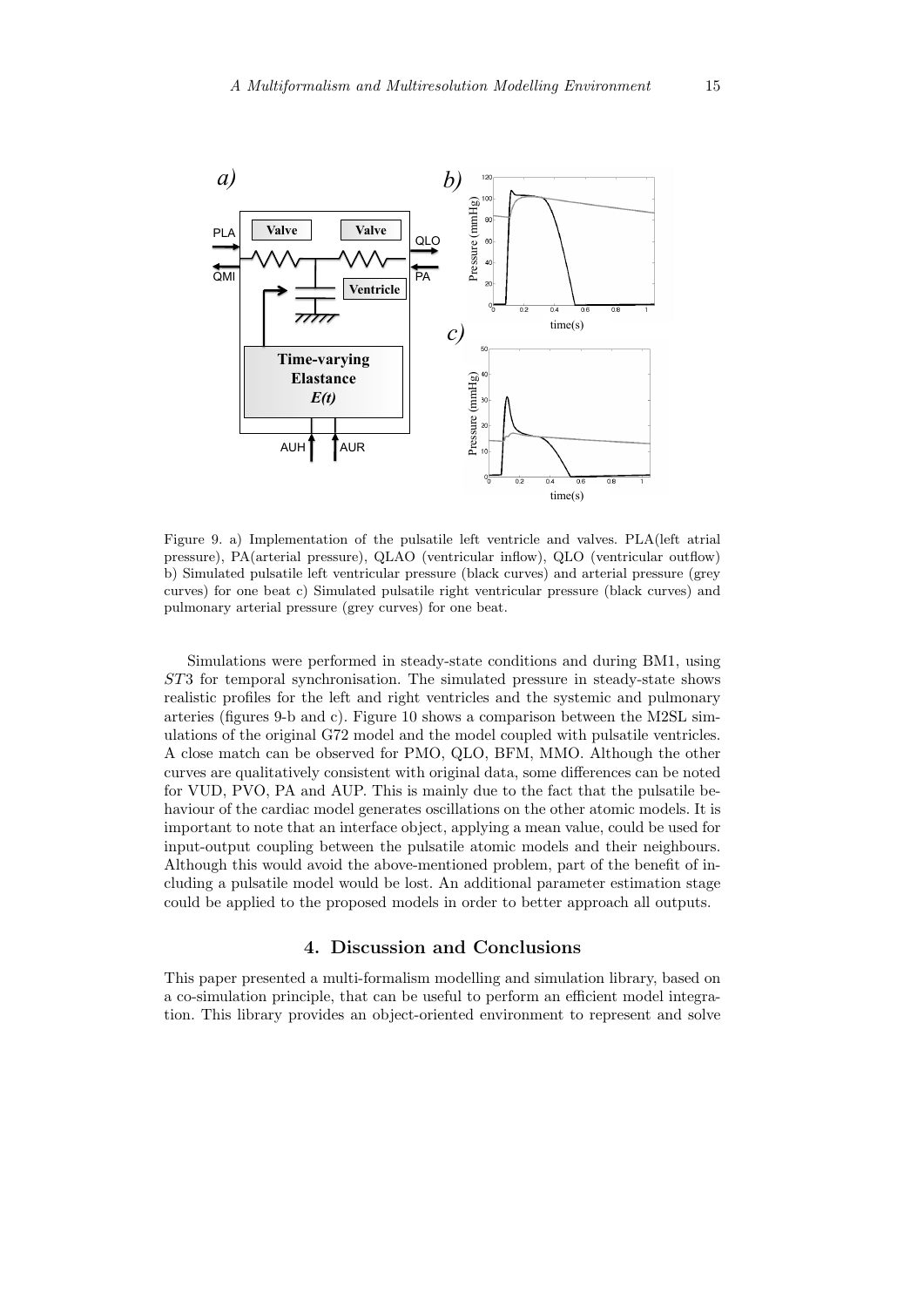Figure 9. a) Implementation of the pulsatile left ventricle and valves. PLA(left atrial pressure), PA(arterial pressure), QLAO (ventricular inflow), QLO (ventricular outflow) b) Simulated pulsatile left ventricular pressure (black curves) and arterial pressure (grey curves) for one beat c) Simulated pulsatile right ventricular pressure (black curves) and pulmonary arterial pressure (grey curves) for one beat.

Simulations were performed in steady-state conditions and during BM1, using *ST*3 for temporal synchronisation. The simulated pressure in steady-state shows realistic profiles for the left and right ventricles and the systemic and pulmonary arteries (figures 9-b and c). Figure 10 shows a comparison between the M2SL simulations of the original G72 model and the model coupled with pulsatile ventricles. A close match can be observed for PMO, QLO, BFM, MMO. Although the other curves are qualitatively consistent with original data, some differences can be noted for VUD, PVO, PA and AUP. This is mainly due to the fact that the pulsatile behaviour of the cardiac model generates oscillations on the other atomic models. It is important to note that an interface object, applying a mean value, could be used for input-output coupling between the pulsatile atomic models and their neighbours. Although this would avoid the above-mentioned problem, part of the benefit of including a pulsatile model would be lost. An additional parameter estimation stage could be applied to the proposed models in order to better approach all outputs.

## 4. Discussion and Conclusions

This paper presented a multi-formalism modelling and simulation library, based on a co-simulation principle, that can be useful to perform an efficient model integration. This library provides an object-oriented environment to represent and solve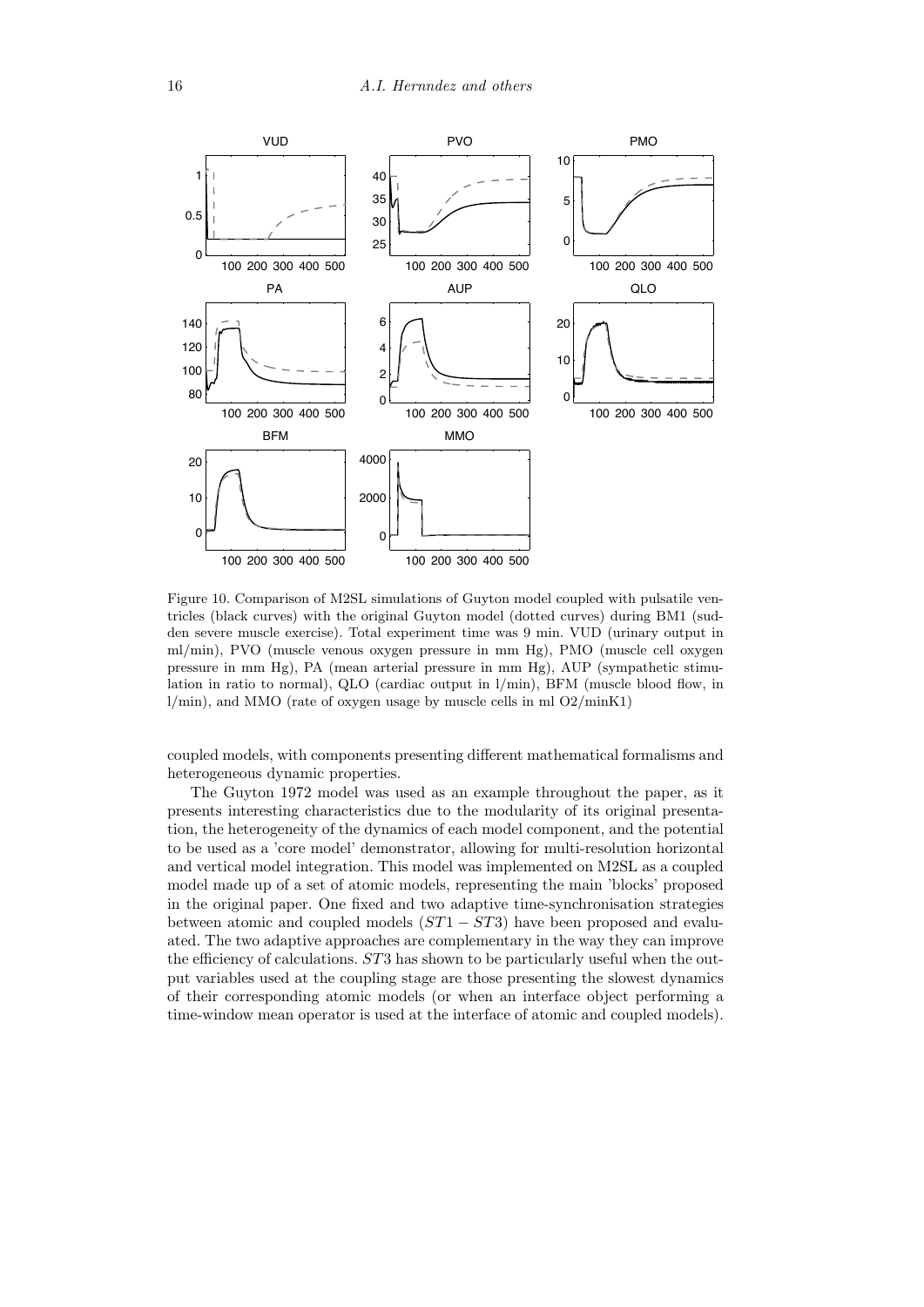Figure 10. Comparison of M2SL simulations of Guyton model coupled with pulsatile ventricles (black curves) with the original Guyton model (dotted curves) during BM1 (sudden severe muscle exercise). Total experiment time was 9 min. VUD (urinary output in ml/min), PVO (muscle venous oxygen pressure in mm Hg), PMO (muscle cell oxygen pressure in mm Hg), PA (mean arterial pressure in mm Hg), AUP (sympathetic stimulation in ratio to normal), QLO (cardiac output in l/min), BFM (muscle blood flow, in l/min), and MMO (rate of oxygen usage by muscle cells in ml O2/minK1)

coupled models, with components presenting different mathematical formalisms and heterogeneous dynamic properties.

The Guyton 1972 model was used as an example throughout the paper, as it presents interesting characteristics due to the modularity of its original presentation, the heterogeneity of the dynamics of each model component, and the potential to be used as a 'core model' demonstrator, allowing for multi-resolution horizontal and vertical model integration. This model was implemented on M2SL as a coupled model made up of a set of atomic models, representing the main 'blocks' proposed in the original paper. One fixed and two adaptive time-synchronisation strategies between atomic and coupled models ($ST1 - ST3$) have been proposed and evaluated. The two adaptive approaches are complementary in the way they can improve the efficiency of calculations. $ST3$ has shown to be particularly useful when the output variables used at the coupling stage are those presenting the slowest dynamics of their corresponding atomic models (or when an interface object performing a time-window mean operator is used at the interface of atomic and coupled models).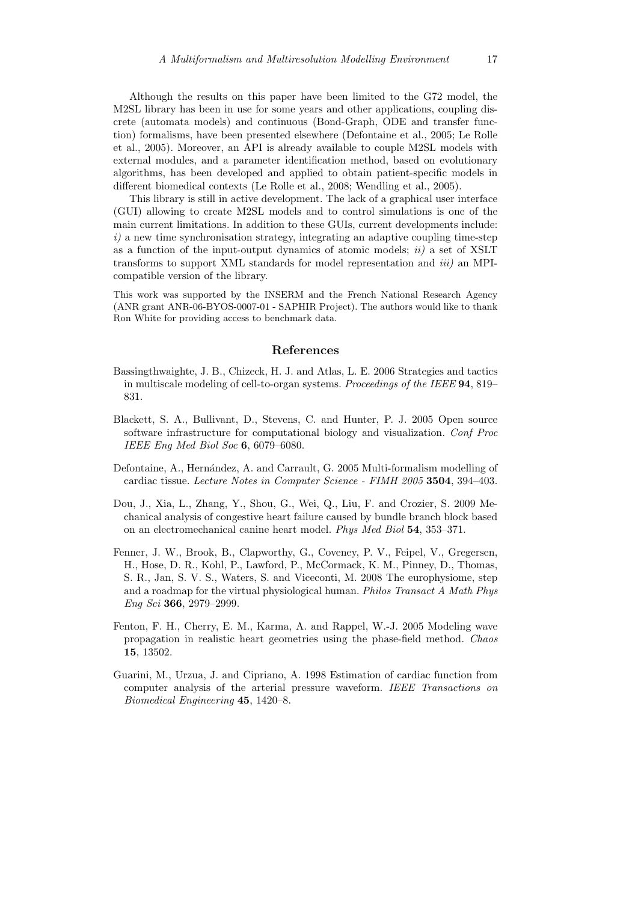Although the results on this paper have been limited to the G72 model, the M2SL library has been in use for some years and other applications, coupling discrete (automata models) and continuous (Bond-Graph, ODE and transfer function) formalisms, have been presented elsewhere (Defontaine et al., 2005; Le Rolle et al., 2005). Moreover, an API is already available to couple M2SL models with external modules, and a parameter identification method, based on evolutionary algorithms, has been developed and applied to obtain patient-specific models in different biomedical contexts (Le Rolle et al., 2008; Wendling et al., 2005).

This library is still in active development. The lack of a graphical user interface (GUI) allowing to create M2SL models and to control simulations is one of the main current limitations. In addition to these GUIs, current developments include: *i)* a new time synchronisation strategy, integrating an adaptive coupling time-step as a function of the input-output dynamics of atomic models; *ii)* a set of XSLT transforms to support XML standards for model representation and *iii)* an MPI-compatible version of the library.

This work was supported by the INSERM and the French National Research Agency (ANR grant ANR-06-BYOS-0007-01 - SAPHIR Project). The authors would like to thank Ron White for providing access to benchmark data.

## References

Bassingthwaighte, J. B., Chizeck, H. J. and Atlas, L. E. 2006 Strategies and tactics in multiscale modeling of cell-to-organ systems. *Proceedings of the IEEE* **94**, 819–831.

Blackett, S. A., Bullivant, D., Stevens, C. and Hunter, P. J. 2005 Open source software infrastructure for computational biology and visualization. *Conf Proc IEEE Eng Med Biol Soc* **6**, 6079–6080.

Defontaine, A., Hernández, A. and Carrault, G. 2005 Multi-formalism modelling of cardiac tissue. *Lecture Notes in Computer Science - FIMH 2005* **3504**, 394–403.

Dou, J., Xia, L., Zhang, Y., Shou, G., Wei, Q., Liu, F. and Crozier, S. 2009 Mechanical analysis of congestive heart failure caused by bundle branch block based on an electromechanical canine heart model. *Phys Med Biol* **54**, 353–371.

Fenner, J. W., Brook, B., Clapworthy, G., Coveney, P. V., Feipel, V., Gregersen, H., Hose, D. R., Kohl, P., Lawford, P., McCormack, K. M., Pinney, D., Thomas, S. R., Jan, S. V. S., Waters, S. and Viceconti, M. 2008 The europhysiome, step and a roadmap for the virtual physiological human. *Philos Transact A Math Phys Eng Sci* **366**, 2979–2999.

Fenton, F. H., Cherry, E. M., Karma, A. and Rappel, W.-J. 2005 Modeling wave propagation in realistic heart geometries using the phase-field method. *Chaos* **15**, 13502.

Guarini, M., Urzua, J. and Cipriano, A. 1998 Estimation of cardiac function from computer analysis of the arterial pressure waveform. *IEEE Transactions on Biomedical Engineering* **45**, 1420–8.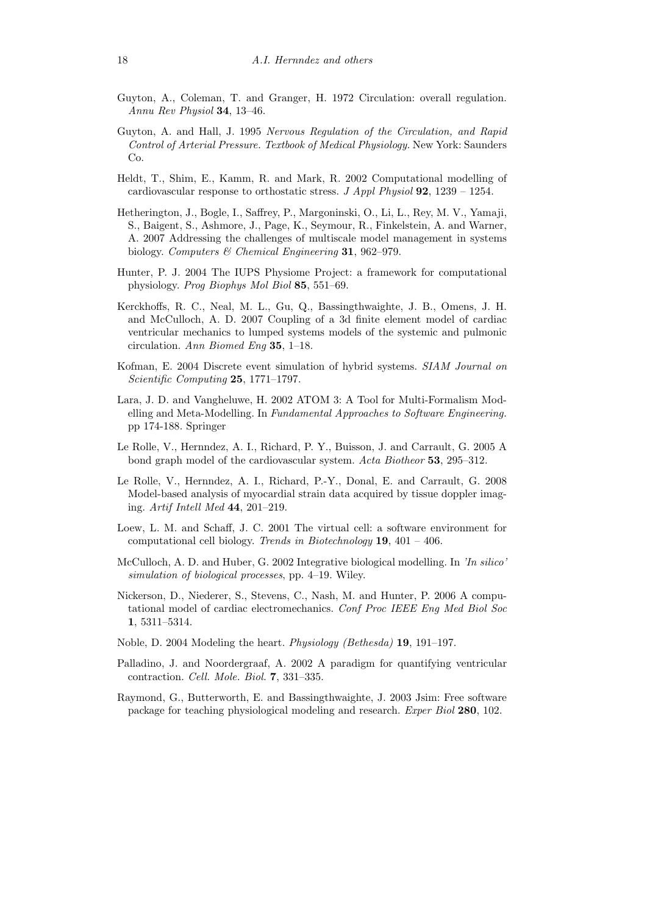Guyton, A., Coleman, T. and Granger, H. 1972 Circulation: overall regulation. *Annu Rev Physiol* **34**, 13–46.

Guyton, A. and Hall, J. 1995 *Nervous Regulation of the Circulation, and Rapid Control of Arterial Pressure. Textbook of Medical Physiology.* New York: Saunders Co.

Heldt, T., Shim, E., Kamm, R. and Mark, R. 2002 Computational modelling of cardiovascular response to orthostatic stress. *J Appl Physiol* **92**, 1239 – 1254.

Hetherington, J., Bogle, I., Saffrey, P., Margoninski, O., Li, L., Rey, M. V., Yamaji, S., Baigent, S., Ashmore, J., Page, K., Seymour, R., Finkelstein, A. and Warner, A. 2007 Addressing the challenges of multiscale model management in systems biology. *Computers & Chemical Engineering* **31**, 962–979.

Hunter, P. J. 2004 The IUPS Physiome Project: a framework for computational physiology. *Prog Biophys Mol Biol* **85**, 551–69.

Kerckhoffs, R. C., Neal, M. L., Gu, Q., Bassingthwaighte, J. B., Omens, J. H. and McCulloch, A. D. 2007 Coupling of a 3d finite element model of cardiac ventricular mechanics to lumped systems models of the systemic and pulmonic circulation. *Ann Biomed Eng* **35**, 1–18.

Kofman, E. 2004 Discrete event simulation of hybrid systems. *SIAM Journal on Scientific Computing* **25**, 1771–1797.

Lara, J. D. and Vangheluwe, H. 2002 ATOM 3: A Tool for Multi-Formalism Modelling and Meta-Modelling. In *Fundamental Approaches to Software Engineering.* pp 174-188. Springer

Le Rolle, V., Hernndez, A. I., Richard, P. Y., Buisson, J. and Carrault, G. 2005 A bond graph model of the cardiovascular system. *Acta Biotheor* **53**, 295–312.

Le Rolle, V., Hernndez, A. I., Richard, P.-Y., Donal, E. and Carrault, G. 2008 Model-based analysis of myocardial strain data acquired by tissue doppler imaging. *Artif Intell Med* **44**, 201–219.

Loew, L. M. and Schaff, J. C. 2001 The virtual cell: a software environment for computational cell biology. *Trends in Biotechnology* **19**, 401 – 406.

McCulloch, A. D. and Huber, G. 2002 Integrative biological modelling. In *'In silico' simulation of biological processes*, pp. 4–19. Wiley.

Nickerson, D., Niederer, S., Stevens, C., Nash, M. and Hunter, P. 2006 A computational model of cardiac electromechanics. *Conf Proc IEEE Eng Med Biol Soc* **1**, 5311–5314.

Noble, D. 2004 Modeling the heart. *Physiology (Bethesda)* **19**, 191–197.

Palladino, J. and Noordergraaf, A. 2002 A paradigm for quantifying ventricular contraction. *Cell. Mole. Biol.* **7**, 331–335.

Raymond, G., Butterworth, E. and Bassingthwaighte, J. 2003 Jsim: Free software package for teaching physiological modeling and research. *Exper Biol* **280**, 102.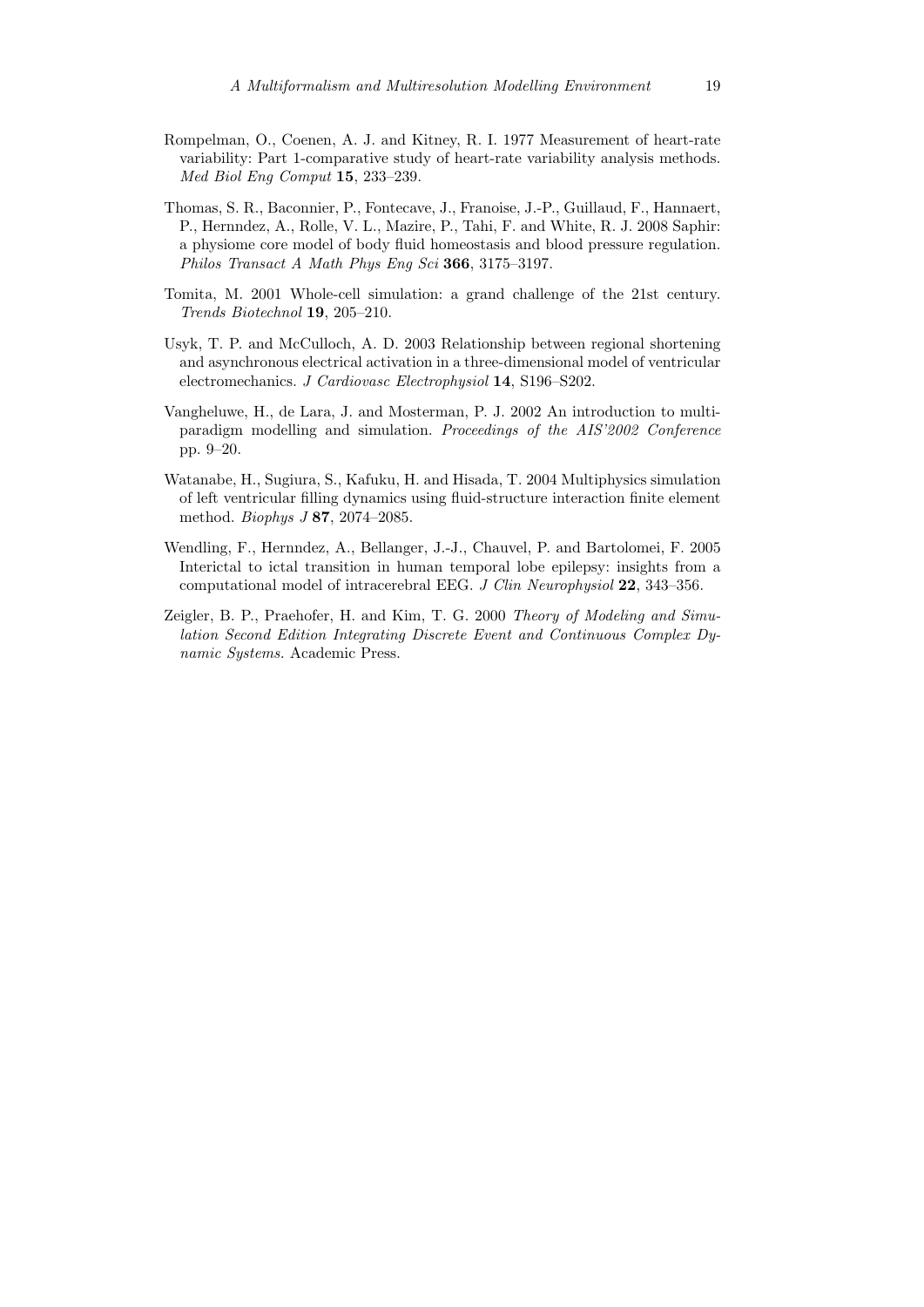Rompelman, O., Coenen, A. J. and Kitney, R. I. 1977 Measurement of heart-rate variability: Part 1-comparative study of heart-rate variability analysis methods. *Med Biol Eng Comput* **15**, 233–239.

Thomas, S. R., Baconnier, P., Fontecave, J., Franoise, J.-P., Guillaud, F., Hannaert, P., Hernndez, A., Rolle, V. L., Mazire, P., Tahi, F. and White, R. J. 2008 Saphir: a physiome core model of body fluid homeostasis and blood pressure regulation. *Philos Transact A Math Phys Eng Sci* **366**, 3175–3197.

Tomita, M. 2001 Whole-cell simulation: a grand challenge of the 21st century. *Trends Biotechnol* **19**, 205–210.

Usyk, T. P. and McCulloch, A. D. 2003 Relationship between regional shortening and asynchronous electrical activation in a three-dimensional model of ventricular electromechanics. *J Cardiovasc Electrophysiol* **14**, S196–S202.

Vangheluwe, H., de Lara, J. and Mosterman, P. J. 2002 An introduction to multi-paradigm modelling and simulation. *Proceedings of the AIS'2002 Conference* pp. 9–20.

Watanabe, H., Sugiura, S., Kafuku, H. and Hisada, T. 2004 Multiphysics simulation of left ventricular filling dynamics using fluid-structure interaction finite element method. *Biophys J* **87**, 2074–2085.

Wendling, F., Hernndez, A., Bellanger, J.-J., Chauvel, P. and Bartolomei, F. 2005 Interictal to ictal transition in human temporal lobe epilepsy: insights from a computational model of intracerebral EEG. *J Clin Neurophysiol* **22**, 343–356.

Zeigler, B. P., Praehofer, H. and Kim, T. G. 2000 *Theory of Modeling and Simulation Second Edition Integrating Discrete Event and Continuous Complex Dynamic Systems.* Academic Press.